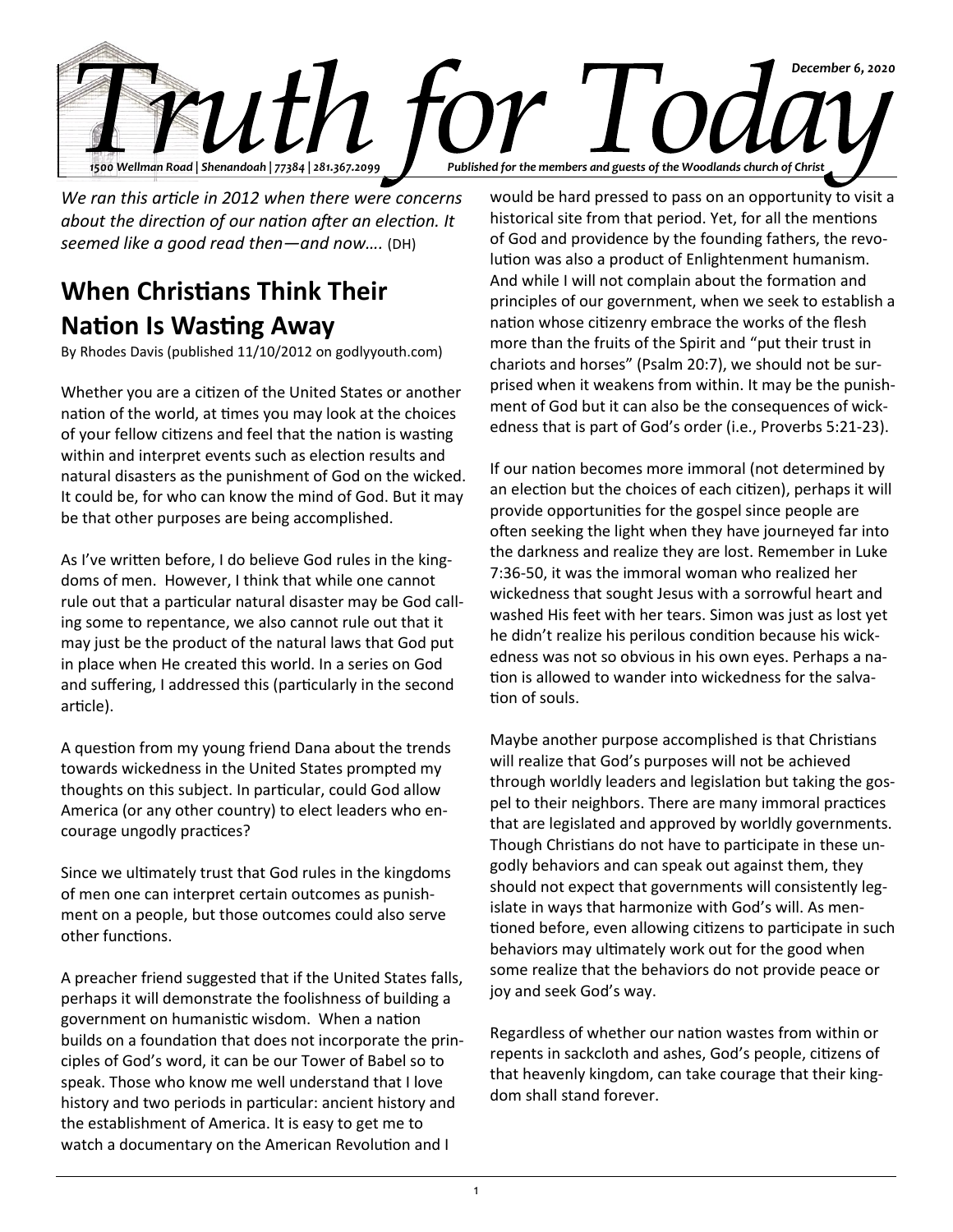# Truth for Today

December 6, 2020

1500 Wellman Road | Shenandoah | 77384 | 281.367.2099

Published for the members and guests of the Woodlands church of Christ

*We ran this article in 2012 when there were concerns about the direction of our nation after an election. It seemed like a good read then—and now….* (DH)

## When Christians Think Their Nation Is Wasting Away

By Rhodes Davis (published 11/10/2012 on godlyyouth.com)

Whether you are a citizen of the United States or another nation of the world, at times you may look at the choices of your fellow citizens and feel that the nation is wasting within and interpret events such as election results and natural disasters as the punishment of God on the wicked. It could be, for who can know the mind of God. But it may be that other purposes are being accomplished.

As I've written before, I do believe God rules in the kingdoms of men. However, I think that while one cannot rule out that a particular natural disaster may be God calling some to repentance, we also cannot rule out that it may just be the product of the natural laws that God put in place when He created this world. In a series on God and suffering, I addressed this (particularly in the second article).

A question from my young friend Dana about the trends towards wickedness in the United States prompted my thoughts on this subject. In particular, could God allow America (or any other country) to elect leaders who encourage ungodly practices?

Since we ultimately trust that God rules in the kingdoms of men one can interpret certain outcomes as punishment on a people, but those outcomes could also serve other functions.

A preacher friend suggested that if the United States falls, perhaps it will demonstrate the foolishness of building a government on humanistic wisdom. When a nation builds on a foundation that does not incorporate the principles of God's word, it can be our Tower of Babel so to speak. Those who know me well understand that I love history and two periods in particular: ancient history and the establishment of America. It is easy to get me to watch a documentary on the American Revolution and I would be hard pressed to pass on an opportunity to visit a historical site from that period. Yet, for all the mentions of God and providence by the founding fathers, the revolution was also a product of Enlightenment humanism. And while I will not complain about the formation and principles of our government, when we seek to establish a nation whose citizenry embrace the works of the flesh more than the fruits of the Spirit and "put their trust in chariots and horses" (Psalm 20:7), we should not be surprised when it weakens from within. It may be the punishment of God but it can also be the consequences of wickedness that is part of God's order (i.e., Proverbs 5:21-23).

If our nation becomes more immoral (not determined by an election but the choices of each citizen), perhaps it will provide opportunities for the gospel since people are often seeking the light when they have journeyed far into the darkness and realize they are lost. Remember in Luke 7:36-50, it was the immoral woman who realized her wickedness that sought Jesus with a sorrowful heart and washed His feet with her tears. Simon was just as lost yet he didn't realize his perilous condition because his wickedness was not so obvious in his own eyes. Perhaps a nation is allowed to wander into wickedness for the salvation of souls.

Maybe another purpose accomplished is that Christians will realize that God's purposes will not be achieved through worldly leaders and legislation but taking the gospel to their neighbors. There are many immoral practices that are legislated and approved by worldly governments. Though Christians do not have to participate in these ungodly behaviors and can speak out against them, they should not expect that governments will consistently legislate in ways that harmonize with God's will. As mentioned before, even allowing citizens to participate in such behaviors may ultimately work out for the good when some realize that the behaviors do not provide peace or joy and seek God's way.

Regardless of whether our nation wastes from within or repents in sackcloth and ashes, God's people, citizens of that heavenly kingdom, can take courage that their kingdom shall stand forever.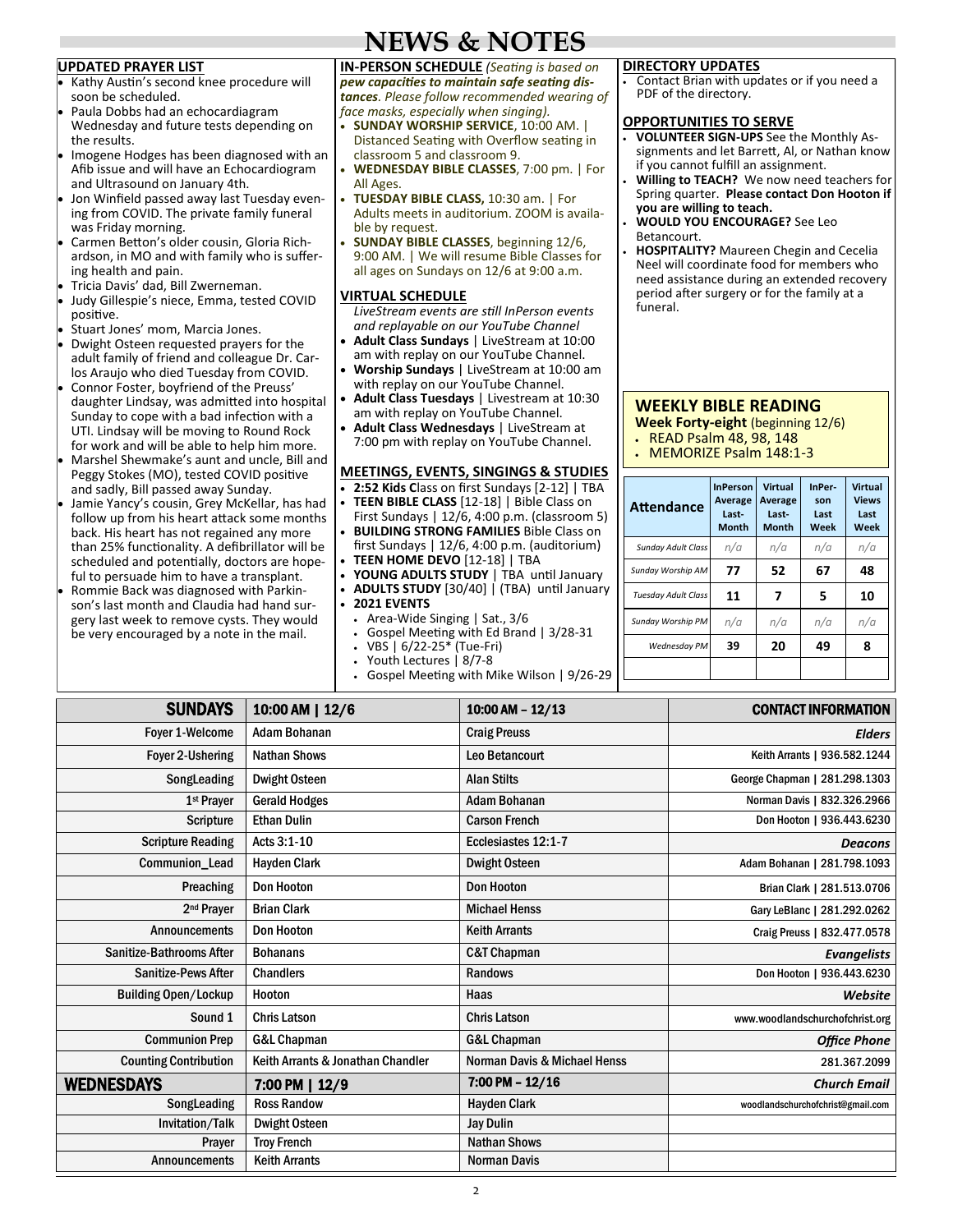# NEWS & NOTES

## UPDATED PRAYER LIST

- Kathy Austin's second knee procedure will soon be scheduled.
- Paula Dobbs had an echocardiagram Wednesday and future tests depending on the results.
- Imogene Hodges has been diagnosed with an Afib issue and will have an Echocardiagram and Ultrasound on January 4th.
- Jon Winfield passed away last Tuesday evening from COVID. The private family funeral was Friday morning.
- Carmen Betton's older cousin, Gloria Richardson, in MO and with family who is suffering health and pain.
- Tricia Davis' dad, Bill Zwerneman.
- Judy Gillespie's niece, Emma, tested COVID positive.
- Stuart Jones' mom, Marcia Jones.
- Dwight Osteen requested prayers for the adult family of friend and colleague Dr. Carlos Araujo who died Tuesday from COVID.
- Connor Foster, boyfriend of the Preuss' daughter Lindsay, was admitted into hospital Sunday to cope with a bad infection with a UTI. Lindsay will be moving to Round Rock for work and will be able to help him more.
- Marshel Shewmake's aunt and uncle, Bill and Peggy Stokes (MO), tested COVID positive and sadly, Bill passed away Sunday.
- Jamie Yancy's cousin, Grey McKellar, has had follow up from his heart attack some months back. His heart has not regained any more than 25% functionality. A defibrillator will be scheduled and potentially, doctors are hopeful to persuade him to have a transplant.
- Rommie Back was diagnosed with Parkinson's last month and Claudia had hand surgery last week to remove cysts. They would be very encouraged by a note in the mail.

## IN-PERSON SCHEDULE

*(Seating is based on **pew capacities to maintain safe seating distances**. Please follow recommended wearing of face masks, especially when singing).*

- **SUNDAY WORSHIP SERVICE**, 10:00 AM. | Distanced Seating with Overflow seating in classroom 5 and classroom 9.
- **WEDNESDAY BIBLE CLASSES**, 7:00 pm. | For All Ages.
- **TUESDAY BIBLE CLASS,** 10:30 am. | For Adults meets in auditorium. ZOOM is available by request.
- **SUNDAY BIBLE CLASSES**, beginning 12/6, 9:00 AM. | We will resume Bible Classes for all ages on Sundays on 12/6 at 9:00 a.m.

## VIRTUAL SCHEDULE

*LiveStream events are still InPerson events and replayable on our YouTube Channel*

- **Adult Class Sundays** | LiveStream at 10:00 am with replay on our YouTube Channel.
- **Worship Sundays** | LiveStream at 10:00 am with replay on our YouTube Channel.
- **Adult Class Tuesdays** | Livestream at 10:30 am with replay on YouTube Channel.
- **Adult Class Wednesdays** | LiveStream at 7:00 pm with replay on YouTube Channel.

## MEETINGS, EVENTS, SINGINGS & STUDIES

- **2:52 Kids C**lass on first Sundays [2-12] | TBA
- **TEEN BIBLE CLASS** [12-18] | Bible Class on First Sundays | 12/6, 4:00 p.m. (classroom 5)
- **BUILDING STRONG FAMILIES** Bible Class on first Sundays | 12/6, 4:00 p.m. (auditorium)
- **TEEN HOME DEVO** [12-18] | TBA
- **YOUNG ADULTS STUDY** | TBA until January
- **ADULTS STUDY** [30/40] | (TBA) until January
- **2021 EVENTS**
  - Area-Wide Singing | Sat., 3/6
  - Gospel Meeting with Ed Brand | 3/28-31
  - VBS | 6/22-25* (Tue-Fri)
  - Youth Lectures | 8/7-8
  - Gospel Meeting with Mike Wilson | 9/26-29

## DIRECTORY UPDATES

- Contact Brian with updates or if you need a PDF of the directory.

## OPPORTUNITIES TO SERVE

- **VOLUNTEER SIGN-UPS** See the Monthly Assignments and let Barrett, Al, or Nathan know if you cannot fulfill an assignment.
- **Willing to TEACH?** We now need teachers for Spring quarter. **Please contact Don Hooton if you are willing to teach.**
- **WOULD YOU ENCOURAGE?** See Leo Betancourt.
- **HOSPITALITY?** Maureen Chegin and Cecelia Neel will coordinate food for members who need assistance during an extended recovery period after surgery or for the family at a funeral.

## WEEKLY BIBLE READING

**Week Forty-eight** (beginning 12/6)

- READ Psalm 48, 98, 148
- MEMORIZE Psalm 148:1-3

| Attendance | InPerson Average Last-Month | Virtual Average Last-Month | InPerson Last Week | Virtual Views Last Week |
|---|---|---|---|---|
| *Sunday Adult Class* | n/a | n/a | n/a | n/a |
| *Sunday Worship AM* | 77 | 52 | 67 | 48 |
| *Tuesday Adult Class* | 11 | 7 | 5 | 10 |
| *Sunday Worship PM* | n/a | n/a | n/a | n/a |
| *Wednesday PM* | 39 | 20 | 49 | 8 |

| SUNDAYS | 10:00 AM \| 12/6 | 10:00 AM – 12/13 |
|---|---|---|
| Foyer 1-Welcome | Adam Bohanan | Craig Preuss |
| Foyer 2-Ushering | Nathan Shows | Leo Betancourt |
| SongLeading | Dwight Osteen | Alan Stilts |
| 1st Prayer | Gerald Hodges | Adam Bohanan |
| Scripture | Ethan Dulin | Carson French |
| Scripture Reading | Acts 3:1-10 | Ecclesiastes 12:1-7 |
| Communion_Lead | Hayden Clark | Dwight Osteen |
| Preaching | Don Hooton | Don Hooton |
| 2nd Prayer | Brian Clark | Michael Henss |
| Announcements | Don Hooton | Keith Arrants |
| Sanitize-Bathrooms After | Bohanans | C&T Chapman |
| Sanitize-Pews After | Chandlers | Randows |
| Building Open/Lockup | Hooton | Haas |
| Sound 1 | Chris Latson | Chris Latson |
| Communion Prep | G&L Chapman | G&L Chapman |
| Counting Contribution | Keith Arrants & Jonathan Chandler | Norman Davis & Michael Henss |
| **WEDNESDAYS** | **7:00 PM \| 12/9** | **7:00 PM – 12/16** |
| SongLeading | Ross Randow | Hayden Clark |
| Invitation/Talk | Dwight Osteen | Jay Dulin |
| Prayer | Troy French | Nathan Shows |
| Announcements | Keith Arrants | Norman Davis |

## CONTACT INFORMATION

***Elders***

Keith Arrants | 936.582.1244

George Chapman | 281.298.1303

Norman Davis | 832.326.2966

Don Hooton | 936.443.6230

***Deacons***

Adam Bohanan | 281.798.1093

Brian Clark | 281.513.0706

Gary LeBlanc | 281.292.0262

Craig Preuss | 832.477.0578

***Evangelists***

Don Hooton | 936.443.6230

***Website***

www.woodlandschurchofchrist.org

***Office Phone***

281.367.2099

***Church Email***

woodlandschurchofchrist@gmail.com